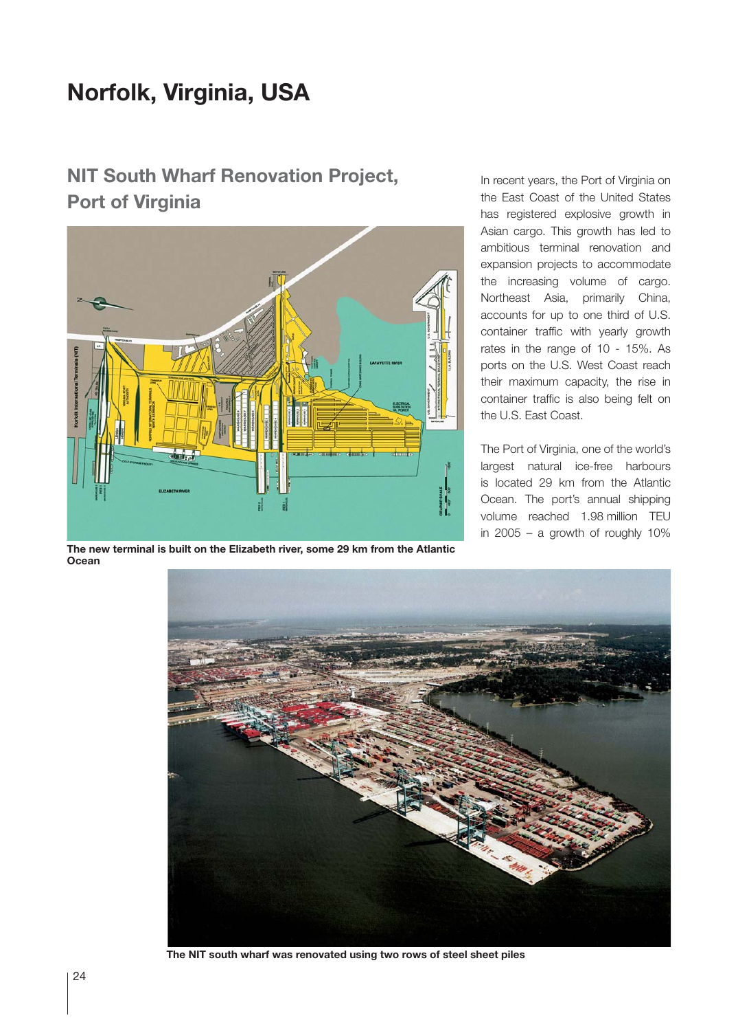# Norfolk, Virginia, USA

## NIT South Wharf Renovation Project, Port of Virginia

The new terminal is built on the Elizabeth river, some 29 km from the Atlantic Ocean

In recent years, the Port of Virginia on the East Coast of the United States has registered explosive growth in Asian cargo. This growth has led to ambitious terminal renovation and expansion projects to accommodate the increasing volume of cargo. Northeast Asia, primarily China, accounts for up to one third of U.S. container traffic with yearly growth rates in the range of 10 - 15%. As ports on the U.S. West Coast reach their maximum capacity, the rise in container traffic is also being felt on the U.S. East Coast.

The Port of Virginia, one of the world's largest natural ice-free harbours is located 29 km from the Atlantic Ocean. The port's annual shipping volume reached 1.98 million TEU in 2005 – a growth of roughly 10%

The NIT south wharf was renovated using two rows of steel sheet piles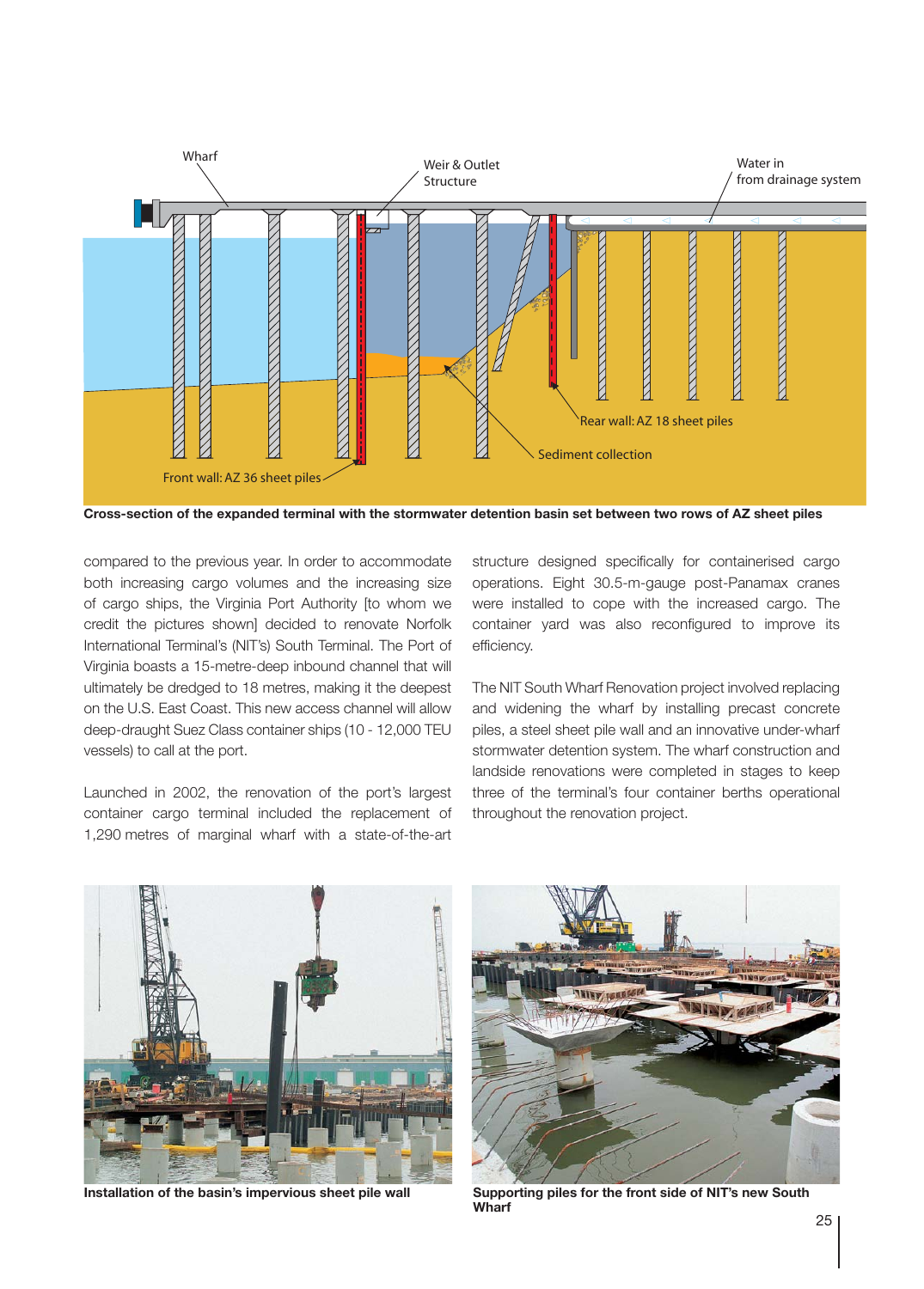Cross-section of the expanded terminal with the stormwater detention basin set between two rows of AZ sheet piles

compared to the previous year. In order to accommodate both increasing cargo volumes and the increasing size of cargo ships, the Virginia Port Authority [to whom we credit the pictures shown] decided to renovate Norfolk International Terminal's (NIT's) South Terminal. The Port of Virginia boasts a 15-metre-deep inbound channel that will ultimately be dredged to 18 metres, making it the deepest on the U.S. East Coast. This new access channel will allow deep-draught Suez Class container ships (10 - 12,000 TEU vessels) to call at the port.

Launched in 2002, the renovation of the port's largest container cargo terminal included the replacement of 1,290 metres of marginal wharf with a state-of-the-art structure designed specifically for containerised cargo operations. Eight 30.5-m-gauge post-Panamax cranes were installed to cope with the increased cargo. The container yard was also reconfigured to improve its efficiency.

The NIT South Wharf Renovation project involved replacing and widening the wharf by installing precast concrete piles, a steel sheet pile wall and an innovative under-wharf stormwater detention system. The wharf construction and landside renovations were completed in stages to keep three of the terminal's four container berths operational throughout the renovation project.

Installation of the basin's impervious sheet pile wall

Supporting piles for the front side of NIT's new South Wharf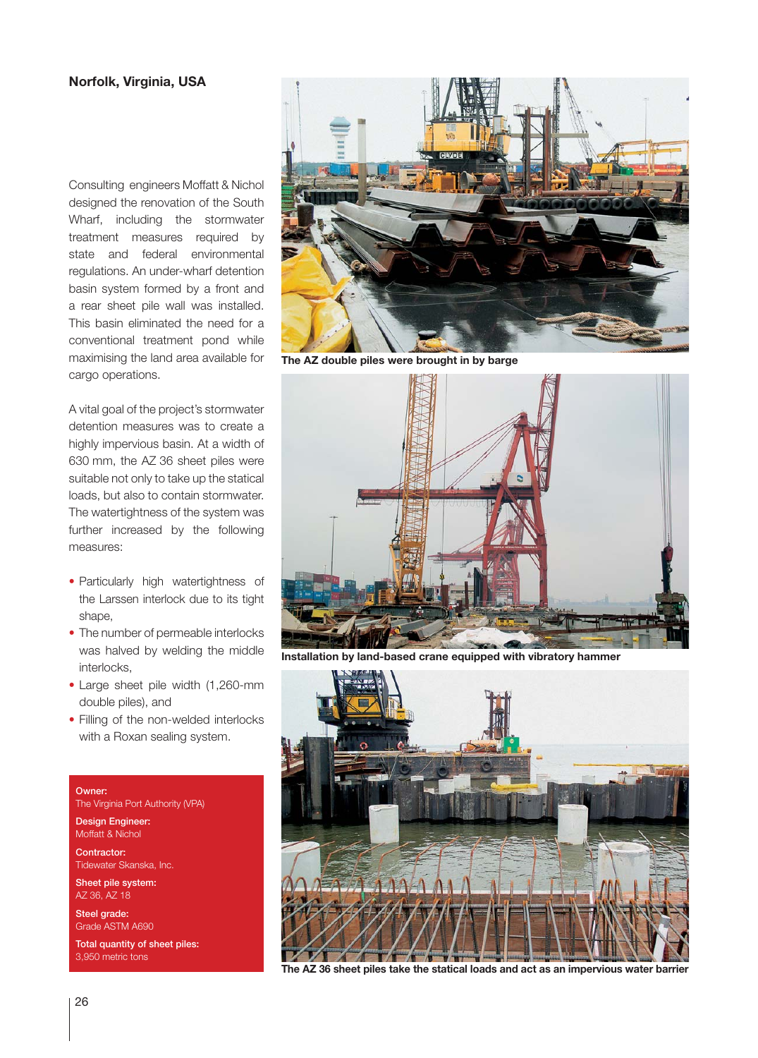## Norfolk, Virginia, USA

Consulting engineers Moffatt & Nichol designed the renovation of the South Wharf, including the stormwater treatment measures required by state and federal environmental regulations. An under-wharf detention basin system formed by a front and a rear sheet pile wall was installed. This basin eliminated the need for a conventional treatment pond while maximising the land area available for cargo operations.

A vital goal of the project's stormwater detention measures was to create a highly impervious basin. At a width of 630 mm, the AZ 36 sheet piles were suitable not only to take up the statical loads, but also to contain stormwater. The watertightness of the system was further increased by the following measures:

- Particularly high watertightness of the Larssen interlock due to its tight shape,
- The number of permeable interlocks was halved by welding the middle interlocks,
- Large sheet pile width (1,260-mm double piles), and
- Filling of the non-welded interlocks with a Roxan sealing system.

**Owner:**
The Virginia Port Authority (VPA)

**Design Engineer:**
Moffatt & Nichol

**Contractor:**
Tidewater Skanska, Inc.

**Sheet pile system:**
AZ 36, AZ 18

**Steel grade:**
Grade ASTM A690

**Total quantity of sheet piles:**
3,950 metric tons

**The AZ double piles were brought in by barge**

**Installation by land-based crane equipped with vibratory hammer**

**The AZ 36 sheet piles take the statical loads and act as an impervious water barrier**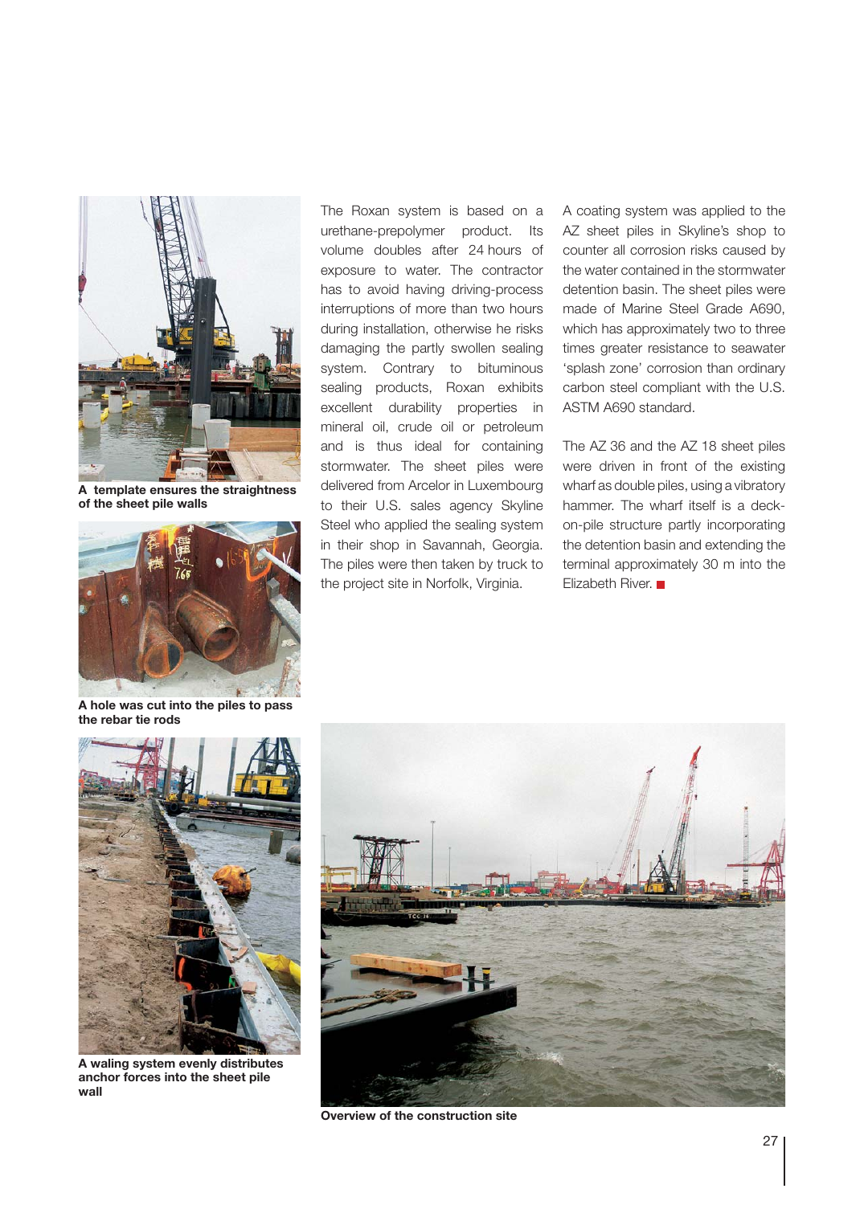**A template ensures the straightness of the sheet pile walls**

**A hole was cut into the piles to pass the rebar tie rods**

**A waling system evenly distributes anchor forces into the sheet pile wall**

The Roxan system is based on a urethane-prepolymer product. Its volume doubles after 24 hours of exposure to water. The contractor has to avoid having driving-process interruptions of more than two hours during installation, otherwise he risks damaging the partly swollen sealing system. Contrary to bituminous sealing products, Roxan exhibits excellent durability properties in mineral oil, crude oil or petroleum and is thus ideal for containing stormwater. The sheet piles were delivered from Arcelor in Luxembourg to their U.S. sales agency Skyline Steel who applied the sealing system in their shop in Savannah, Georgia. The piles were then taken by truck to the project site in Norfolk, Virginia.

A coating system was applied to the AZ sheet piles in Skyline's shop to counter all corrosion risks caused by the water contained in the stormwater detention basin. The sheet piles were made of Marine Steel Grade A690, which has approximately two to three times greater resistance to seawater 'splash zone' corrosion than ordinary carbon steel compliant with the U.S. ASTM A690 standard.

The AZ 36 and the AZ 18 sheet piles were driven in front of the existing wharf as double piles, using a vibratory hammer. The wharf itself is a deck-on-pile structure partly incorporating the detention basin and extending the terminal approximately 30 m into the Elizabeth River.

**Overview of the construction site**